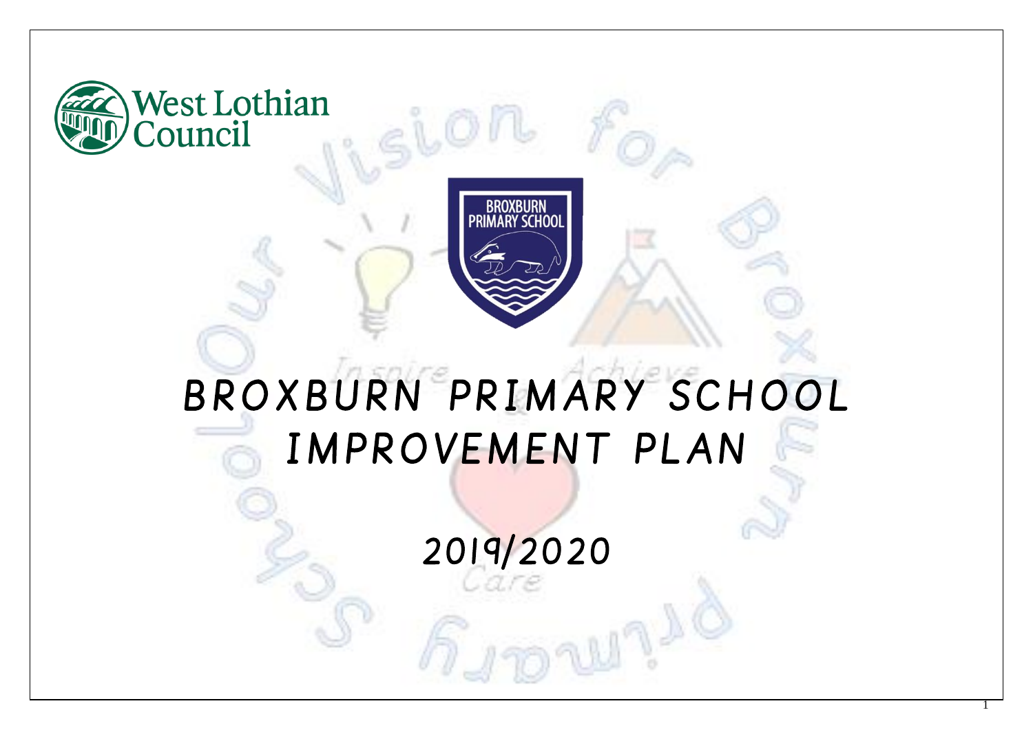# BROXBURN PRIMARY SCHOOL IMPROVEMENT PLAN

## 2019/2020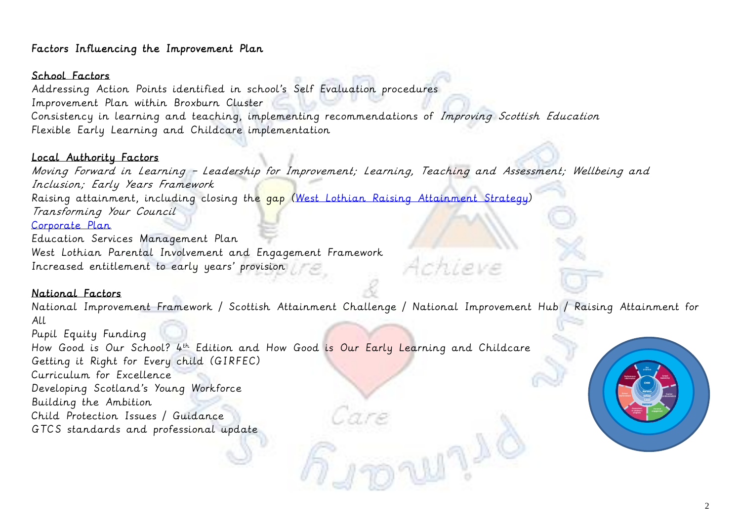# Factors Influencing the Improvement Plan

## School Factors

Addressing Action Points identified in school's Self Evaluation procedures
Improvement Plan within Broxburn Cluster
Consistency in learning and teaching, implementing recommendations of *Improving Scottish Education*
Flexible Early Learning and Childcare implementation

## Local Authority Factors

*Moving Forward in Learning – Leadership for Improvement; Learning, Teaching and Assessment; Wellbeing and Inclusion; Early Years Framework*
Raising attainment, including closing the gap (West Lothian Raising Attainment Strategy)
*Transforming Your Council*
Corporate Plan
Education Services Management Plan
West Lothian Parental Involvement and Engagement Framework
Increased entitlement to early years' provision

## National Factors

National Improvement Framework / Scottish Attainment Challenge / National Improvement Hub / Raising Attainment for All
Pupil Equity Funding
How Good is Our School? 4th Edition and How Good is Our Early Learning and Childcare
Getting it Right for Every child (GIRFEC)
Curriculum for Excellence
Developing Scotland's Young Workforce
Building the Ambition
Child Protection Issues / Guidance
GTCS standards and professional update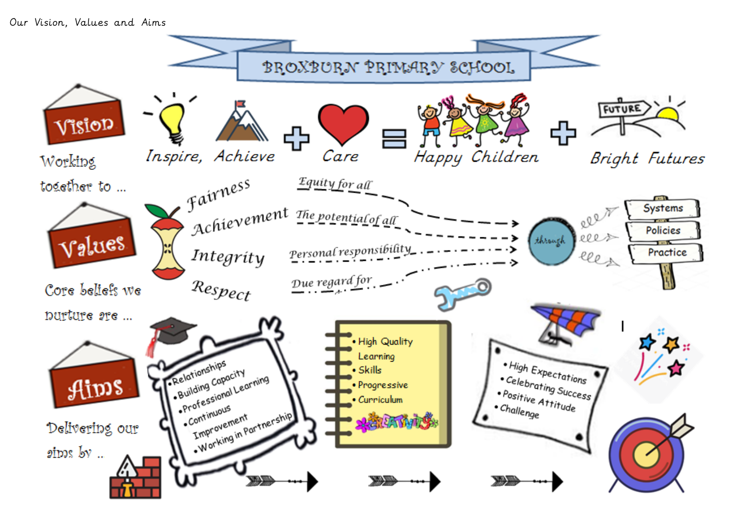Our Vision, Values and Aims

# BROXBURN PRIMARY SCHOOL

## Vision

Working together to ...

Inspire, Achieve + Care = Happy Children + Bright Futures

## Values

Core beliefs we nurture are ...

- Fairness — Equity for all
- Achievement — The potential of all
- Integrity — Personal responsibility
- Respect — Due regard for

through

- Systems
- Policies
- Practice

## Aims

Delivering our aims by ..

- Relationships
- Building Capacity
- Professional Learning
- Continuous Improvement
- Working in Partnership

- High Quality Learning
- Skills
- Progressive
- Curriculum

CREATIVITY

- High Expectations
- Celebrating Success
- Positive Attitude
- Challenge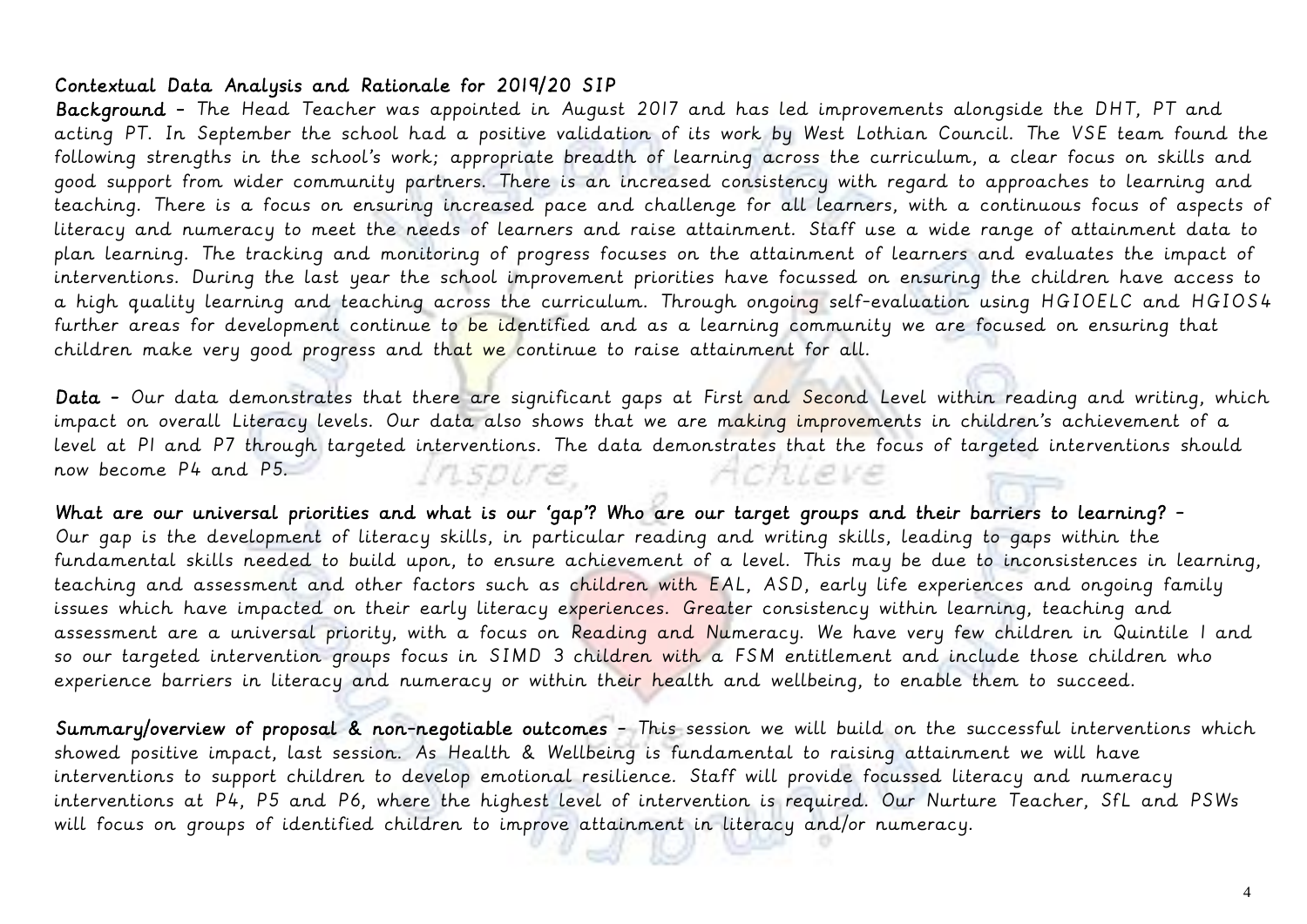## Contextual Data Analysis and Rationale for 2019/20 SIP

**Background** - The Head Teacher was appointed in August 2017 and has led improvements alongside the DHT, PT and acting PT. In September the school had a positive validation of its work by West Lothian Council. The VSE team found the following strengths in the school's work; appropriate breadth of learning across the curriculum, a clear focus on skills and good support from wider community partners. There is an increased consistency with regard to approaches to learning and teaching. There is a focus on ensuring increased pace and challenge for all learners, with a continuous focus of aspects of literacy and numeracy to meet the needs of learners and raise attainment. Staff use a wide range of attainment data to plan learning. The tracking and monitoring of progress focuses on the attainment of learners and evaluates the impact of interventions. During the last year the school improvement priorities have focussed on ensuring the children have access to a high quality learning and teaching across the curriculum. Through ongoing self-evaluation using HGIOELC and HGIOS4 further areas for development continue to be identified and as a learning community we are focused on ensuring that children make very good progress and that we continue to raise attainment for all.

**Data** - Our data demonstrates that there are significant gaps at First and Second Level within reading and writing, which impact on overall Literacy levels. Our data also shows that we are making improvements in children's achievement of a level at P1 and P7 through targeted interventions. The data demonstrates that the focus of targeted interventions should now become P4 and P5.

**What are our universal priorities and what is our 'gap'? Who are our target groups and their barriers to learning?** - Our gap is the development of literacy skills, in particular reading and writing skills, leading to gaps within the fundamental skills needed to build upon, to ensure achievement of a level. This may be due to inconsistences in learning, teaching and assessment and other factors such as children with EAL, ASD, early life experiences and ongoing family issues which have impacted on their early literacy experiences. Greater consistency within learning, teaching and assessment are a universal priority, with a focus on Reading and Numeracy. We have very few children in Quintile 1 and so our targeted intervention groups focus in SIMD 3 children with a FSM entitlement and include those children who experience barriers in literacy and numeracy or within their health and wellbeing, to enable them to succeed.

**Summary/overview of proposal & non-negotiable outcomes** - This session we will build on the successful interventions which showed positive impact, last session. As Health & Wellbeing is fundamental to raising attainment we will have interventions to support children to develop emotional resilience. Staff will provide focussed literacy and numeracy interventions at P4, P5 and P6, where the highest level of intervention is required. Our Nurture Teacher, SfL and PSWs will focus on groups of identified children to improve attainment in literacy and/or numeracy.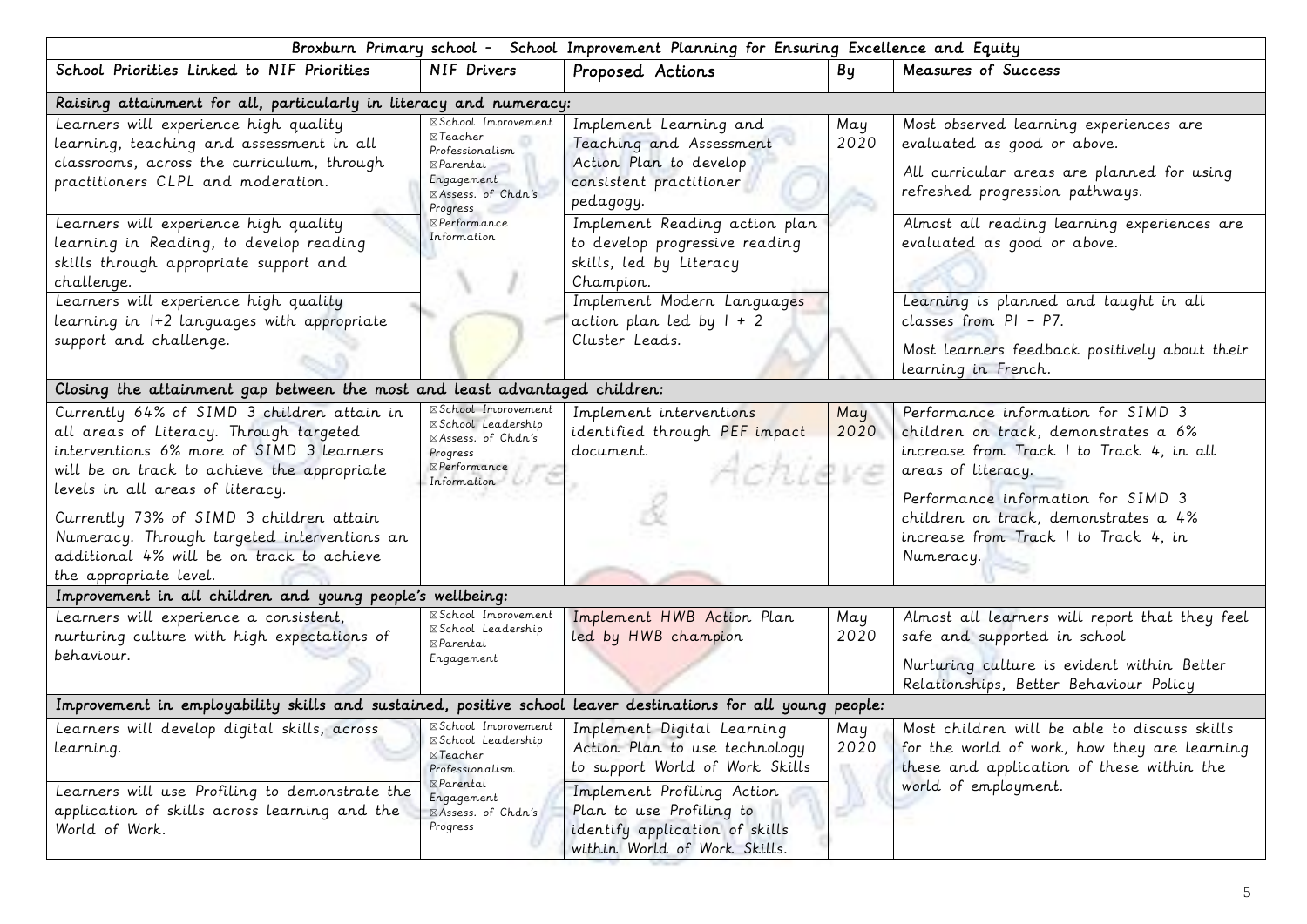| Broxburn Primary school - School Improvement Planning for Ensuring Excellence and Equity | | | | |
|---|---|---|---|---|
| **School Priorities Linked to NIF Priorities** | **NIF Drivers** | **Proposed Actions** | **By** | **Measures of Success** |
| **Raising attainment for all, particularly in literacy and numeracy:** | | | | |
| Learners will experience high quality learning, teaching and assessment in all classrooms, across the curriculum, through practitioners CLPL and moderation. | ☒School Improvement ☒Teacher Professionalism ☒Parental Engagement ☒Assess. of Chdn's Progress ☒Performance Information | Implement Learning and Teaching and Assessment Action Plan to develop consistent practitioner pedagogy. | May 2020 | Most observed learning experiences are evaluated as good or above. All curricular areas are planned for using refreshed progression pathways. |
| Learners will experience high quality learning in Reading, to develop reading skills through appropriate support and challenge. | | Implement Reading action plan to develop progressive reading skills, led by Literacy Champion. | | Almost all reading learning experiences are evaluated as good or above. |
| Learners will experience high quality learning in 1+2 languages with appropriate support and challenge. | | Implement Modern Languages action plan led by 1 + 2 Cluster Leads. | | Learning is planned and taught in all classes from P1 – P7. Most learners feedback positively about their learning in French. |
| **Closing the attainment gap between the most and least advantaged children:** | | | | |
| Currently 64% of SIMD 3 children attain in all areas of Literacy. Through targeted interventions 6% more of SIMD 3 learners will be on track to achieve the appropriate levels in all areas of literacy. Currently 73% of SIMD 3 children attain Numeracy. Through targeted interventions an additional 4% will be on track to achieve the appropriate level. | ☒School Improvement ☒School Leadership ☒Assess. of Chdn's Progress ☒Performance Information | Implement interventions identified through PEF impact document. | May 2020 | Performance information for SIMD 3 children on track, demonstrates a 6% increase from Track 1 to Track 4, in all areas of literacy. Performance information for SIMD 3 children on track, demonstrates a 4% increase from Track 1 to Track 4, in Numeracy. |
| **Improvement in all children and young people's wellbeing:** | | | | |
| Learners will experience a consistent, nurturing culture with high expectations of behaviour. | ☒School Improvement ☒School Leadership ☒Parental Engagement | Implement HWB Action Plan led by HWB champion | May 2020 | Almost all learners will report that they feel safe and supported in school. Nurturing culture is evident within Better Relationships, Better Behaviour Policy |
| **Improvement in employability skills and sustained, positive school leaver destinations for all young people:** | | | | |
| Learners will develop digital skills, across learning. | ☒School Improvement ☒School Leadership ☒Teacher Professionalism ☒Parental Engagement ☒Assess. of Chdn's Progress | Implement Digital Learning Action Plan to use technology to support World of Work Skills | May 2020 | Most children will be able to discuss skills for the world of work, how they are learning these and application of these within the world of employment. |
| Learners will use Profiling to demonstrate the application of skills across learning and the World of Work. | | Implement Profiling Action Plan to use Profiling to identify application of skills within World of Work Skills. | | |